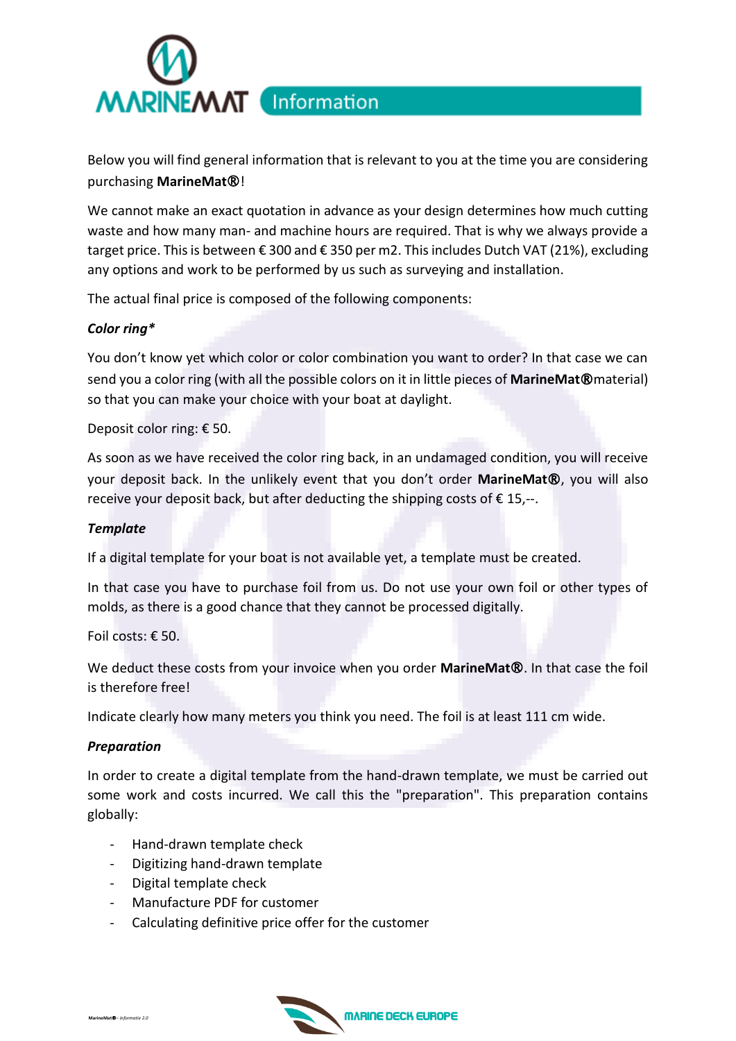# MARINEMAT Information

Below you will find general information that is relevant to you at the time you are considering purchasing **MarineMat®**!

We cannot make an exact quotation in advance as your design determines how much cutting waste and how many man- and machine hours are required. That is why we always provide a target price. This is between € 300 and € 350 per m2. This includes Dutch VAT (21%), excluding any options and work to be performed by us such as surveying and installation.

The actual final price is composed of the following components:

***Color ring****

You don't know yet which color or color combination you want to order? In that case we can send you a color ring (with all the possible colors on it in little pieces of **MarineMat®**material) so that you can make your choice with your boat at daylight.

Deposit color ring: € 50.

As soon as we have received the color ring back, in an undamaged condition, you will receive your deposit back. In the unlikely event that you don't order **MarineMat®**, you will also receive your deposit back, but after deducting the shipping costs of € 15,--.

***Template***

If a digital template for your boat is not available yet, a template must be created.

In that case you have to purchase foil from us. Do not use your own foil or other types of molds, as there is a good chance that they cannot be processed digitally.

Foil costs: € 50.

We deduct these costs from your invoice when you order **MarineMat®**. In that case the foil is therefore free!

Indicate clearly how many meters you think you need. The foil is at least 111 cm wide.

***Preparation***

In order to create a digital template from the hand-drawn template, we must be carried out some work and costs incurred. We call this the "preparation". This preparation contains globally:

- Hand-drawn template check
- Digitizing hand-drawn template
- Digital template check
- Manufacture PDF for customer
- Calculating definitive price offer for the customer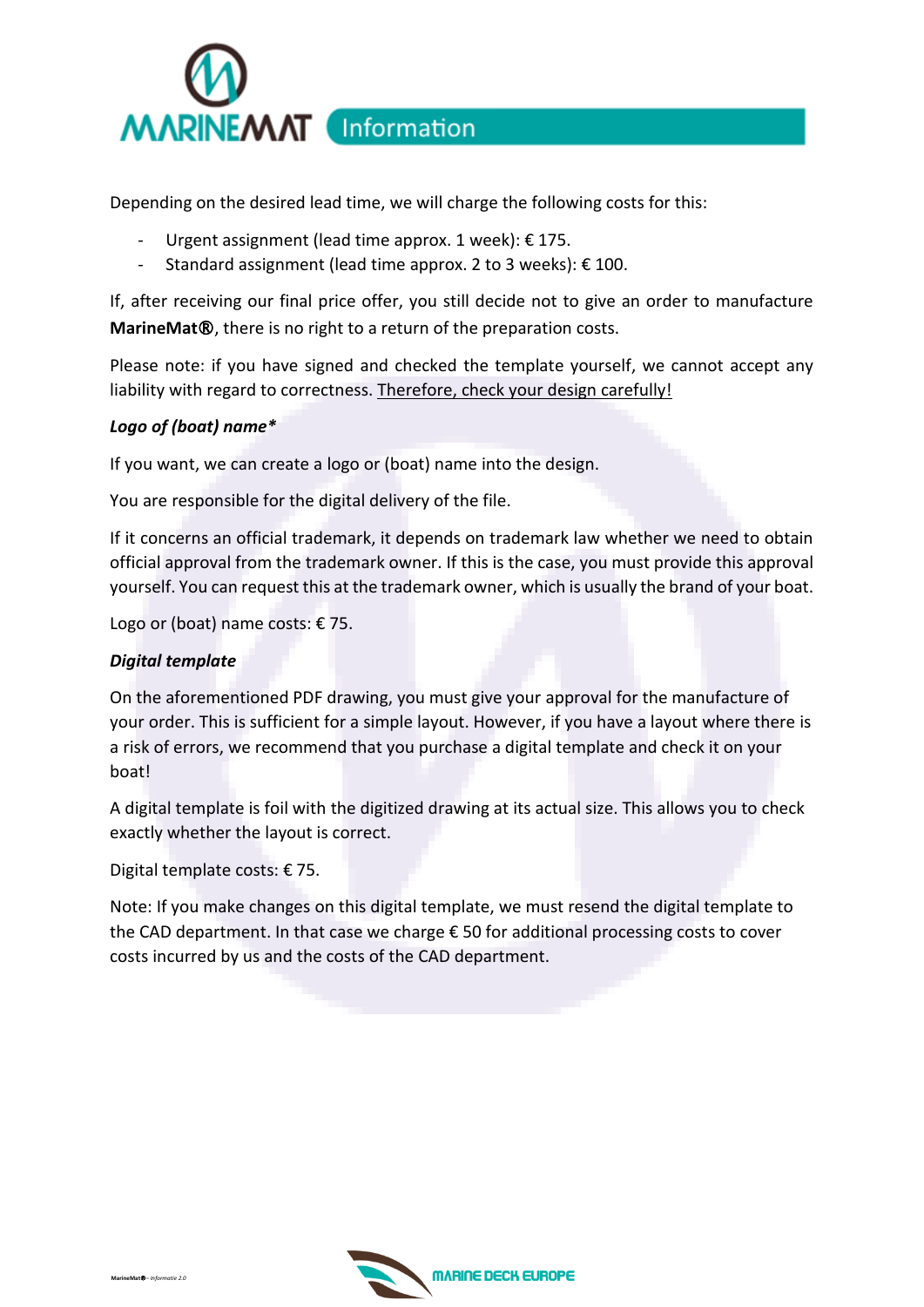Depending on the desired lead time, we will charge the following costs for this:

- Urgent assignment (lead time approx. 1 week): € 175.
- Standard assignment (lead time approx. 2 to 3 weeks): € 100.

If, after receiving our final price offer, you still decide not to give an order to manufacture **MarineMat®**, there is no right to a return of the preparation costs.

Please note: if you have signed and checked the template yourself, we cannot accept any liability with regard to correctness. Therefore, check your design carefully!

***Logo of (boat) name****

If you want, we can create a logo or (boat) name into the design.

You are responsible for the digital delivery of the file.

If it concerns an official trademark, it depends on trademark law whether we need to obtain official approval from the trademark owner. If this is the case, you must provide this approval yourself. You can request this at the trademark owner, which is usually the brand of your boat.

Logo or (boat) name costs: € 75.

***Digital template***

On the aforementioned PDF drawing, you must give your approval for the manufacture of your order. This is sufficient for a simple layout. However, if you have a layout where there is a risk of errors, we recommend that you purchase a digital template and check it on your boat!

A digital template is foil with the digitized drawing at its actual size. This allows you to check exactly whether the layout is correct.

Digital template costs: € 75.

Note: If you make changes on this digital template, we must resend the digital template to the CAD department. In that case we charge € 50 for additional processing costs to cover costs incurred by us and the costs of the CAD department.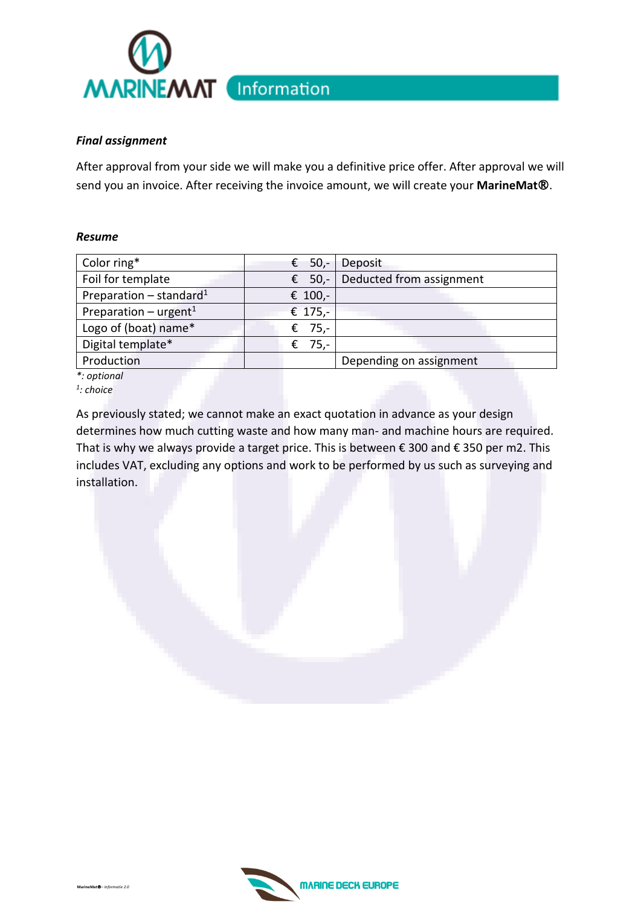***Final assignment***

After approval from your side we will make you a definitive price offer. After approval we will send you an invoice. After receiving the invoice amount, we will create your **MarineMat®**.

***Resume***

| Color ring* | € 50,- | Deposit |
|---|---|---|
| Foil for template | € 50,- | Deducted from assignment |
| Preparation – standard[1] | € 100,- | |
| Preparation – urgent[1] | € 175,- | |
| Logo of (boat) name* | € 75,- | |
| Digital template* | € 75,- | |
| Production | | Depending on assignment |

*\*: optional*
*[1]: choice*

As previously stated; we cannot make an exact quotation in advance as your design determines how much cutting waste and how many man- and machine hours are required. That is why we always provide a target price. This is between € 300 and € 350 per m2. This includes VAT, excluding any options and work to be performed by us such as surveying and installation.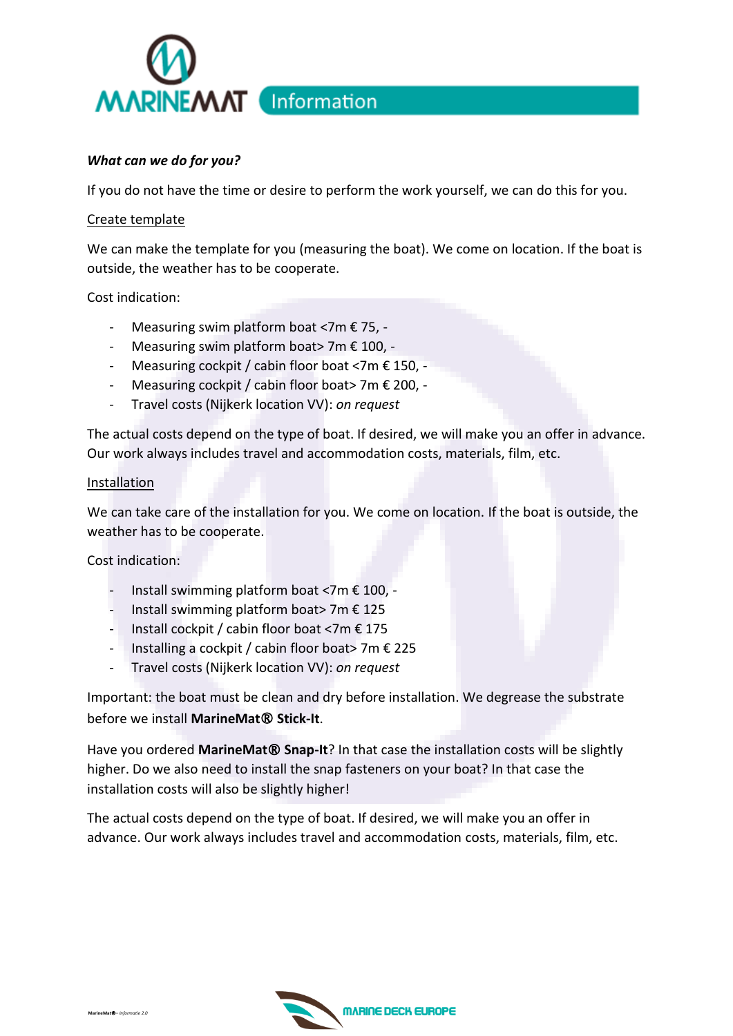***What can we do for you?***

If you do not have the time or desire to perform the work yourself, we can do this for you.

<u>Create template</u>

We can make the template for you (measuring the boat). We come on location. If the boat is outside, the weather has to be cooperate.

Cost indication:

- Measuring swim platform boat <7m € 75, -
- Measuring swim platform boat> 7m € 100, -
- Measuring cockpit / cabin floor boat <7m € 150, -
- Measuring cockpit / cabin floor boat> 7m € 200, -
- Travel costs (Nijkerk location VV): *on request*

The actual costs depend on the type of boat. If desired, we will make you an offer in advance. Our work always includes travel and accommodation costs, materials, film, etc.

<u>Installation</u>

We can take care of the installation for you. We come on location. If the boat is outside, the weather has to be cooperate.

Cost indication:

- Install swimming platform boat <7m € 100, -
- Install swimming platform boat> 7m € 125
- Install cockpit / cabin floor boat <7m € 175
- Installing a cockpit / cabin floor boat> 7m € 225
- Travel costs (Nijkerk location VV): *on request*

Important: the boat must be clean and dry before installation. We degrease the substrate before we install **MarineMat® Stick-It**.

Have you ordered **MarineMat® Snap-It**? In that case the installation costs will be slightly higher. Do we also need to install the snap fasteners on your boat? In that case the installation costs will also be slightly higher!

The actual costs depend on the type of boat. If desired, we will make you an offer in advance. Our work always includes travel and accommodation costs, materials, film, etc.